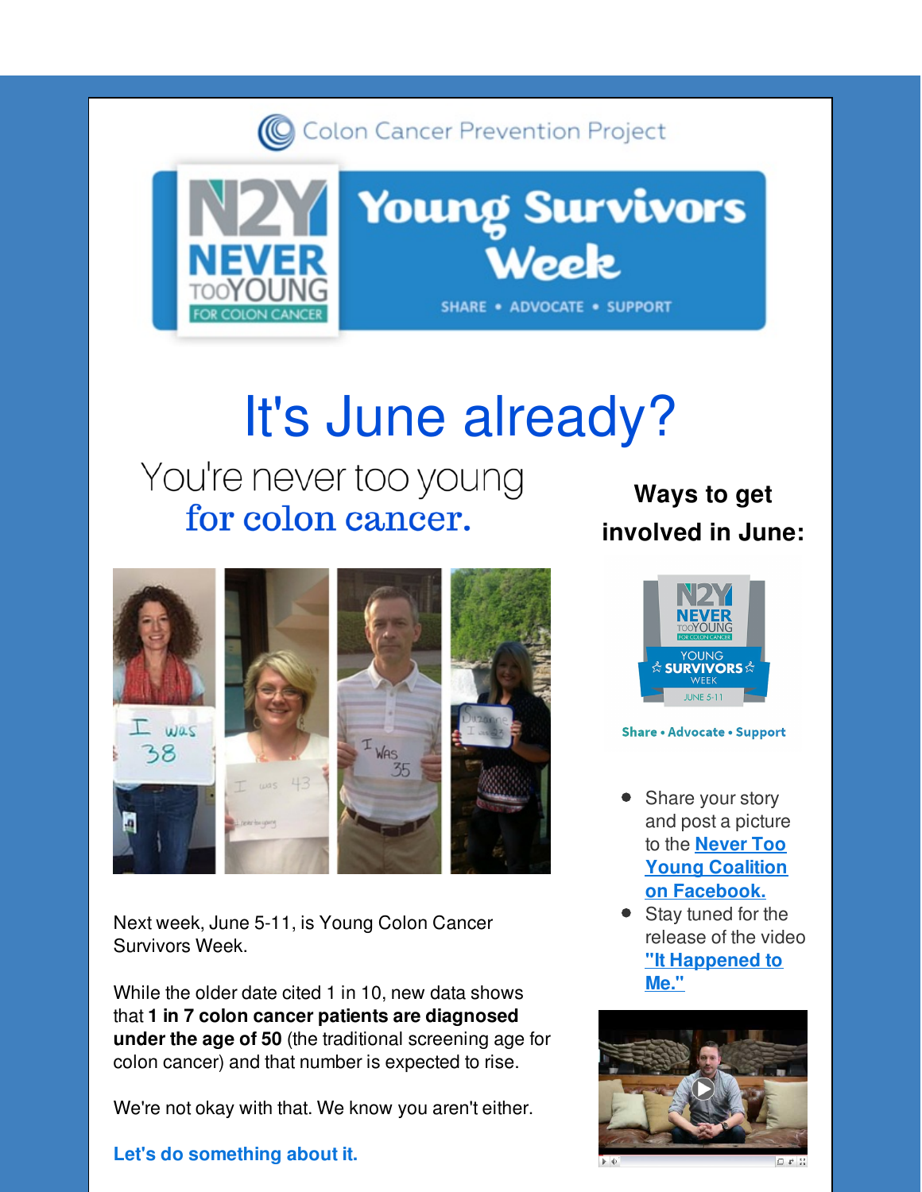Colon Cancer Prevention Project

N2Y NEVER TOO YOUNG FOR COLON CANCER

# Young Survivors Week

SHARE • ADVOCATE • SUPPORT

# It's June already?

You're never too young
**for colon cancer.**

Next week, June 5-11, is Young Colon Cancer Survivors Week.

While the older date cited 1 in 10, new data shows that **1 in 7 colon cancer patients are diagnosed under the age of 50** (the traditional screening age for colon cancer) and that number is expected to rise.

We're not okay with that. We know you aren't either.

**Let's do something about it.**

## Ways to get involved in June:

- Share your story and post a picture to the **Never Too Young Coalition on Facebook.**
- Stay tuned for the release of the video **"It Happened to Me."**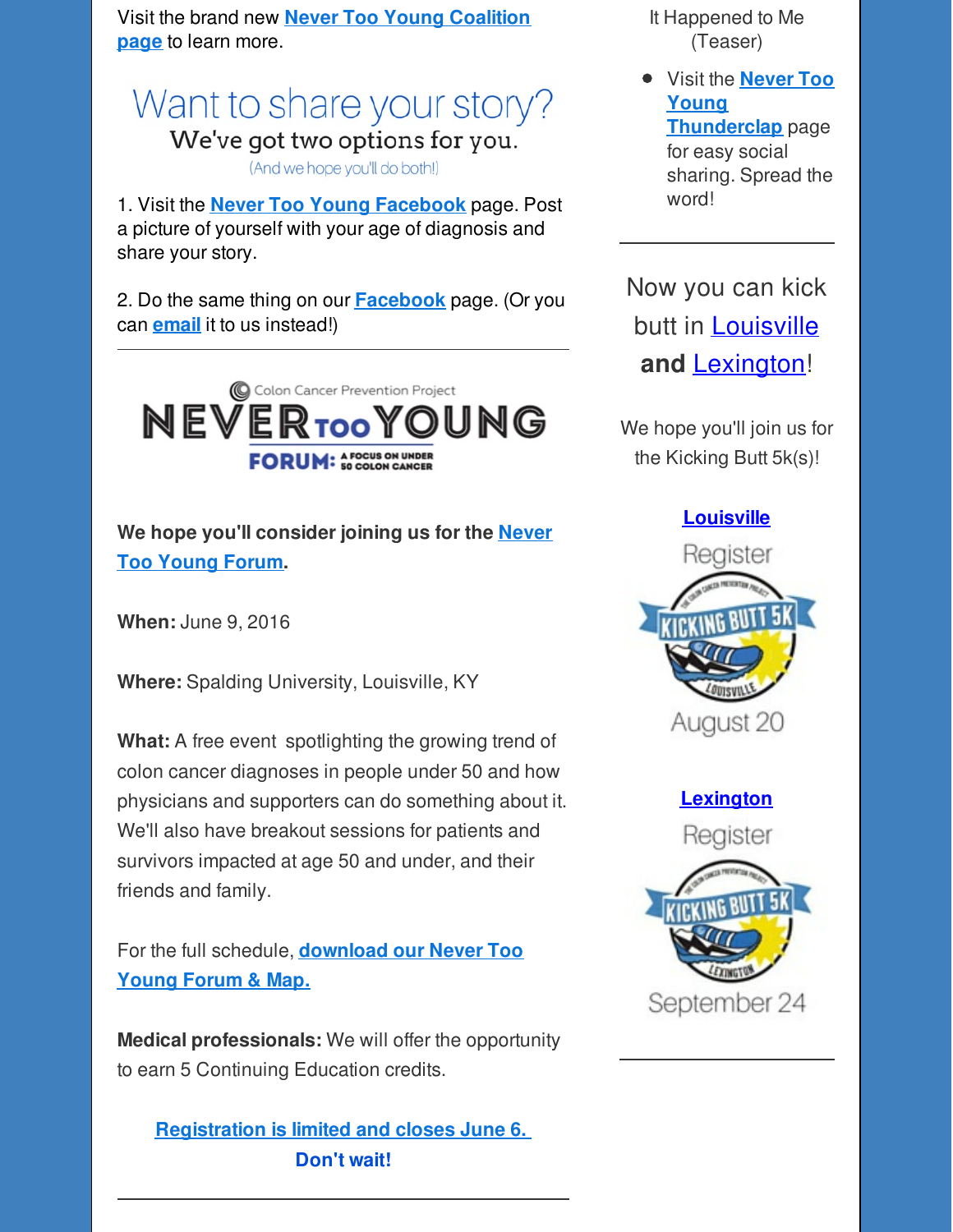Visit the brand new **Never Too Young Coalition page** to learn more.

# Want to share your story?

## We've got two options for you.

(And we hope you'll do both!)

1. Visit the **Never Too Young Facebook** page. Post a picture of yourself with your age of diagnosis and share your story.

2. Do the same thing on our **Facebook** page. (Or you can **email** it to us instead!)

---

Colon Cancer Prevention Project

**NEVER TOO YOUNG**

**FORUM: A FOCUS ON UNDER 50 COLON CANCER**

**We hope you'll consider joining us for the Never Too Young Forum.**

**When:** June 9, 2016

**Where:** Spalding University, Louisville, KY

**What:** A free event spotlighting the growing trend of colon cancer diagnoses in people under 50 and how physicians and supporters can do something about it. We'll also have breakout sessions for patients and survivors impacted at age 50 and under, and their friends and family.

For the full schedule, **download our Never Too Young Forum & Map.**

**Medical professionals:** We will offer the opportunity to earn 5 Continuing Education credits.

**Registration is limited and closes June 6. Don't wait!**

---

It Happened to Me (Teaser)

- Visit the **Never Too Young Thunderclap** page for easy social sharing. Spread the word!

---

Now you can kick butt in Louisville **and** Lexington!

We hope you'll join us for the Kicking Butt 5k(s)!

**Louisville**

Register

KICKING BUTT 5K — Louisville

August 20

**Lexington**

Register

KICKING BUTT 5K — Lexington

September 24

---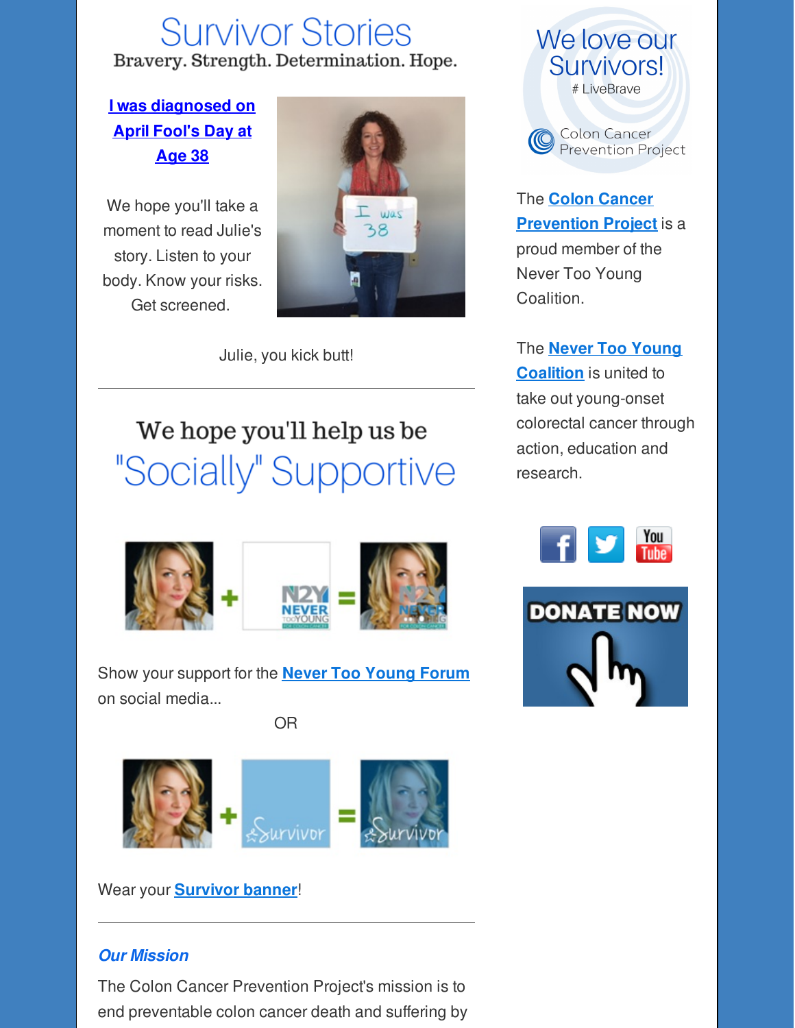# Survivor Stories

Bravery. Strength. Determination. Hope.

**I was diagnosed on April Fool's Day at Age 38**

We hope you'll take a moment to read Julie's story. Listen to your body. Know your risks. Get screened.

Julie, you kick butt!

---

## We hope you'll help us be "Socially" Supportive

Show your support for the **Never Too Young Forum** on social media...

OR

Wear your **Survivor banner**!

---

***Our Mission***

The Colon Cancer Prevention Project's mission is to end preventable colon cancer death and suffering by

We love our Survivors!

# LiveBrave

Colon Cancer Prevention Project

The **Colon Cancer Prevention Project** is a proud member of the Never Too Young Coalition.

The **Never Too Young Coalition** is united to take out young-onset colorectal cancer through action, education and research.

DONATE NOW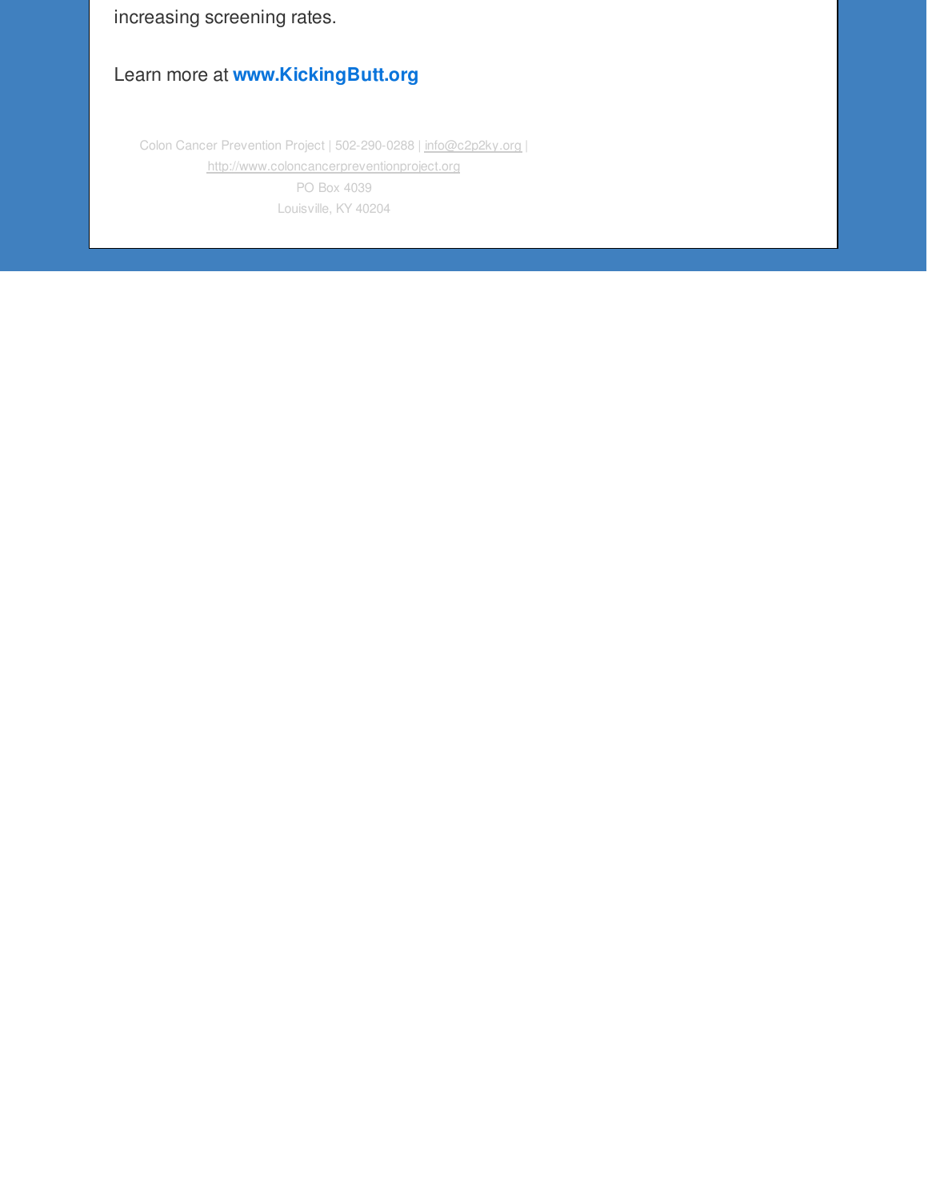increasing screening rates.

Learn more at **www.KickingButt.org**

Colon Cancer Prevention Project | 502-290-0288 | info@c2p2ky.org |
http://www.coloncancerpreventionproject.org
PO Box 4039
Louisville, KY 40204